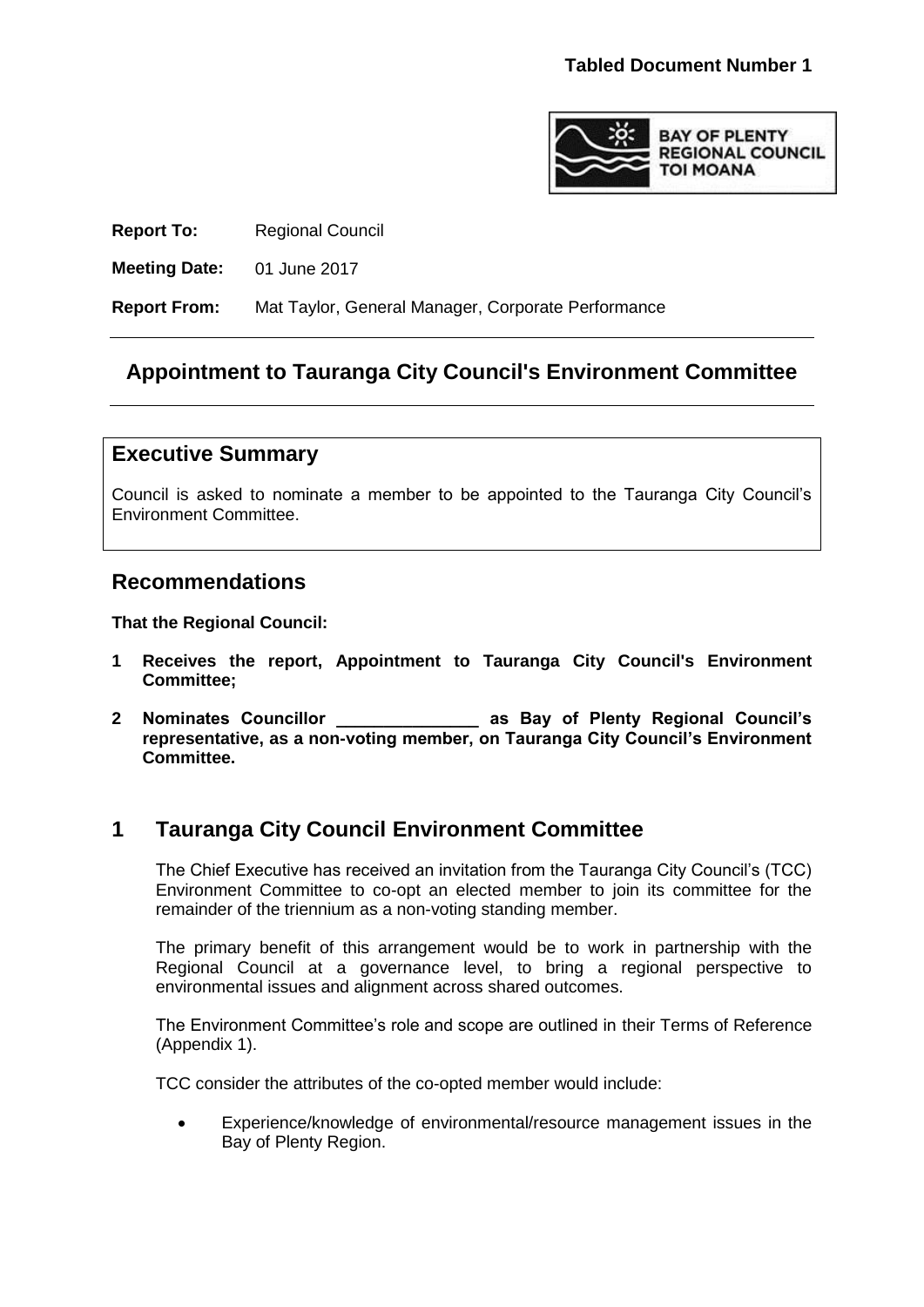**Tabled Document Number 1**

**Report To:** Regional Council

**Meeting Date:** 01 June 2017

**Report From:** Mat Taylor, General Manager, Corporate Performance

# Appointment to Tauranga City Council's Environment Committee

## Executive Summary

Council is asked to nominate a member to be appointed to the Tauranga City Council's Environment Committee.

## Recommendations

**That the Regional Council:**

1. **Receives the report, Appointment to Tauranga City Council's Environment Committee;**
2. **Nominates Councillor _______________ as Bay of Plenty Regional Council's representative, as a non-voting member, on Tauranga City Council's Environment Committee.**

## 1 Tauranga City Council Environment Committee

The Chief Executive has received an invitation from the Tauranga City Council's (TCC) Environment Committee to co-opt an elected member to join its committee for the remainder of the triennium as a non-voting standing member.

The primary benefit of this arrangement would be to work in partnership with the Regional Council at a governance level, to bring a regional perspective to environmental issues and alignment across shared outcomes.

The Environment Committee's role and scope are outlined in their Terms of Reference (Appendix 1).

TCC consider the attributes of the co-opted member would include:

- Experience/knowledge of environmental/resource management issues in the Bay of Plenty Region.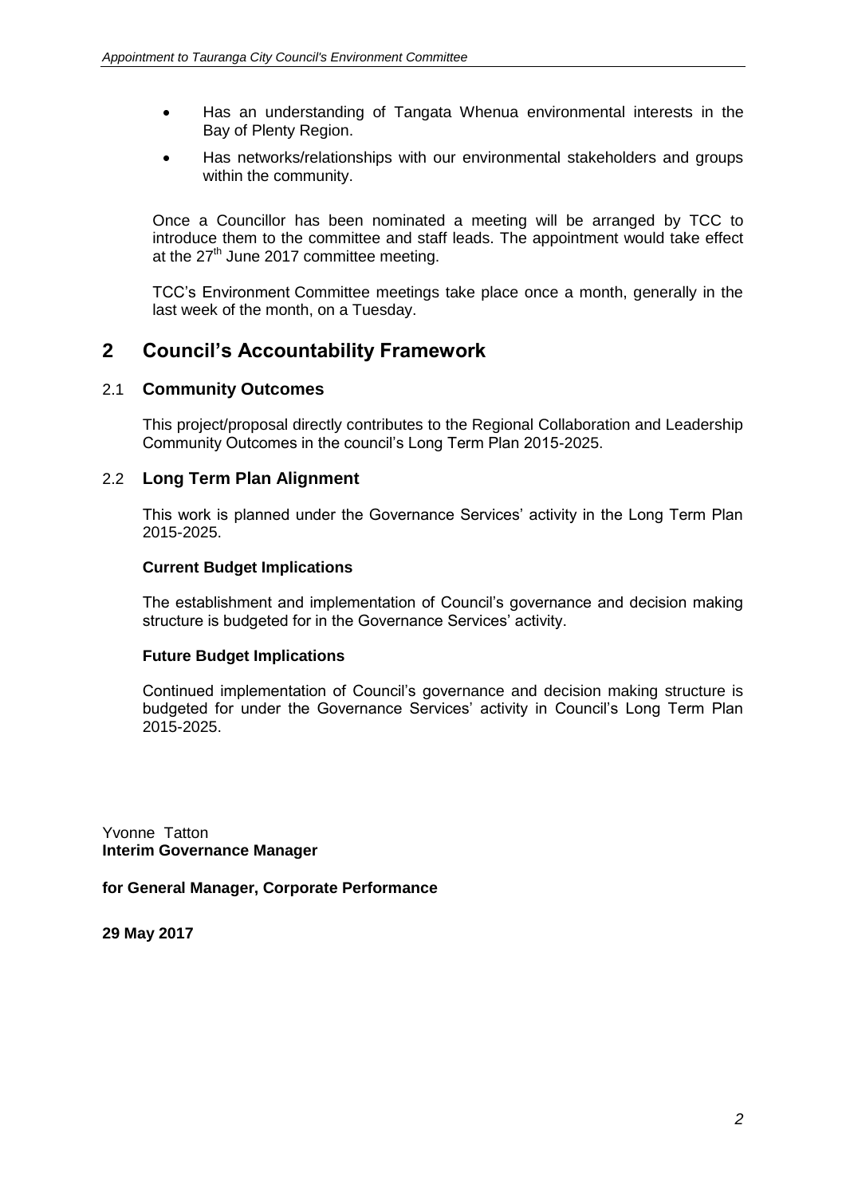- Has an understanding of Tangata Whenua environmental interests in the Bay of Plenty Region.
- Has networks/relationships with our environmental stakeholders and groups within the community.

Once a Councillor has been nominated a meeting will be arranged by TCC to introduce them to the committee and staff leads. The appointment would take effect at the 27th June 2017 committee meeting.

TCC's Environment Committee meetings take place once a month, generally in the last week of the month, on a Tuesday.

## 2 Council's Accountability Framework

### 2.1 Community Outcomes

This project/proposal directly contributes to the Regional Collaboration and Leadership Community Outcomes in the council's Long Term Plan 2015-2025.

### 2.2 Long Term Plan Alignment

This work is planned under the Governance Services' activity in the Long Term Plan 2015-2025.

**Current Budget Implications**

The establishment and implementation of Council's governance and decision making structure is budgeted for in the Governance Services' activity.

**Future Budget Implications**

Continued implementation of Council's governance and decision making structure is budgeted for under the Governance Services' activity in Council's Long Term Plan 2015-2025.

Yvonne Tatton
**Interim Governance Manager**

**for General Manager, Corporate Performance**

**29 May 2017**